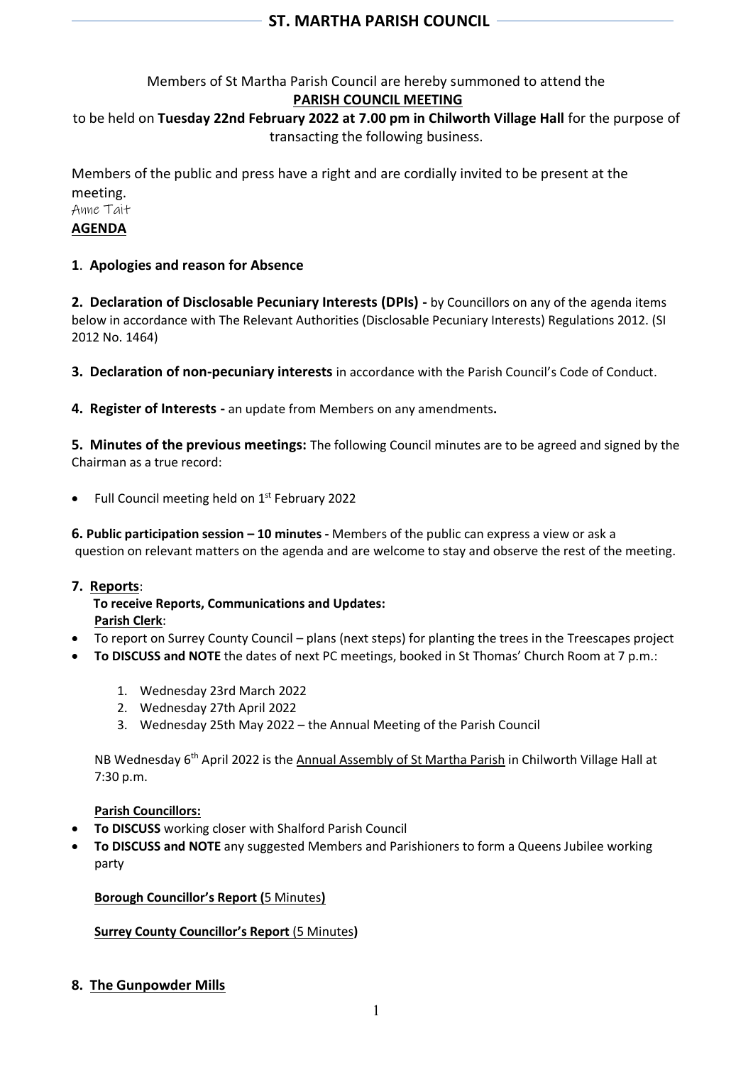# ST. MARTHA PARISH COUNCIL

Members of St Martha Parish Council are hereby summoned to attend the

**PARISH COUNCIL MEETING**

to be held on **Tuesday 22nd February 2022 at 7.00 pm in Chilworth Village Hall** for the purpose of transacting the following business.

Members of the public and press have a right and are cordially invited to be present at the meeting.

Anne Tait

**AGENDA**

**1**. **Apologies and reason for Absence**

**2. Declaration of Disclosable Pecuniary Interests (DPIs) -** by Councillors on any of the agenda items below in accordance with The Relevant Authorities (Disclosable Pecuniary Interests) Regulations 2012. (SI 2012 No. 1464)

**3. Declaration of non-pecuniary interests** in accordance with the Parish Council's Code of Conduct.

**4. Register of Interests -** an update from Members on any amendments**.**

**5. Minutes of the previous meetings:** The following Council minutes are to be agreed and signed by the Chairman as a true record:

- Full Council meeting held on 1st February 2022

**6. Public participation session – 10 minutes -** Members of the public can express a view or ask a question on relevant matters on the agenda and are welcome to stay and observe the rest of the meeting.

**7. Reports**:

**To receive Reports, Communications and Updates:**

**Parish Clerk**:

- To report on Surrey County Council – plans (next steps) for planting the trees in the Treescapes project
- **To DISCUSS and NOTE** the dates of next PC meetings, booked in St Thomas' Church Room at 7 p.m.:
  1. Wednesday 23rd March 2022
  2. Wednesday 27th April 2022
  3. Wednesday 25th May 2022 – the Annual Meeting of the Parish Council

NB Wednesday 6th April 2022 is the Annual Assembly of St Martha Parish in Chilworth Village Hall at 7:30 p.m.

**Parish Councillors:**

- **To DISCUSS** working closer with Shalford Parish Council
- **To DISCUSS and NOTE** any suggested Members and Parishioners to form a Queens Jubilee working party

**Borough Councillor's Report (5 Minutes)**

**Surrey County Councillor's Report (5 Minutes)**

**8. The Gunpowder Mills**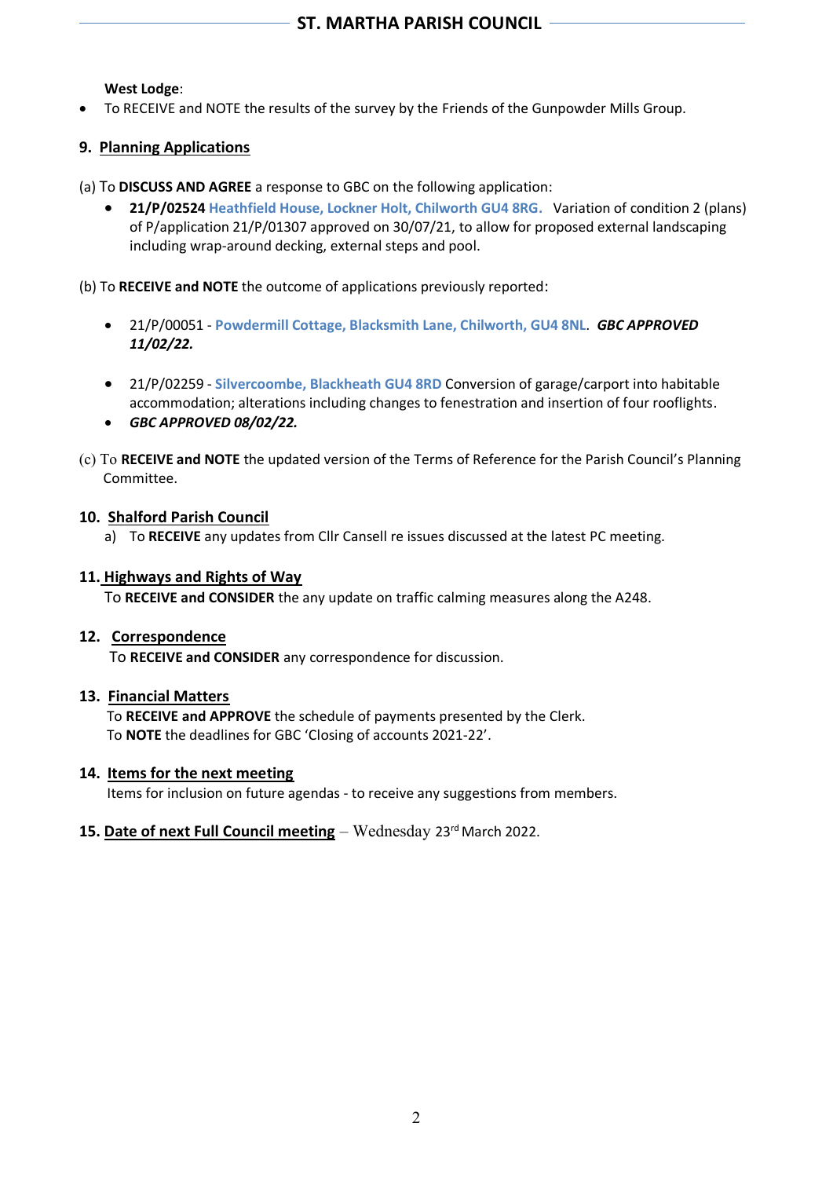**West Lodge**:

- To RECEIVE and NOTE the results of the survey by the Friends of the Gunpowder Mills Group.

## 9. Planning Applications

(a) To **DISCUSS AND AGREE** a response to GBC on the following application:

- **21/P/02524 Heathfield House, Lockner Holt, Chilworth GU4 8RG.** Variation of condition 2 (plans) of P/application 21/P/01307 approved on 30/07/21, to allow for proposed external landscaping including wrap-around decking, external steps and pool.

(b) To **RECEIVE and NOTE** the outcome of applications previously reported:

- 21/P/00051 - **Powdermill Cottage, Blacksmith Lane, Chilworth, GU4 8NL**. ***GBC APPROVED 11/02/22.***

- 21/P/02259 - **Silvercoombe, Blackheath GU4 8RD** Conversion of garage/carport into habitable accommodation; alterations including changes to fenestration and insertion of four rooflights.
- ***GBC APPROVED 08/02/22.***

(c) To **RECEIVE and NOTE** the updated version of the Terms of Reference for the Parish Council's Planning Committee.

## 10. Shalford Parish Council

a) To **RECEIVE** any updates from Cllr Cansell re issues discussed at the latest PC meeting.

## 11. Highways and Rights of Way

To **RECEIVE and CONSIDER** the any update on traffic calming measures along the A248.

## 12. Correspondence

To **RECEIVE and CONSIDER** any correspondence for discussion.

## 13. Financial Matters

To **RECEIVE and APPROVE** the schedule of payments presented by the Clerk.
To **NOTE** the deadlines for GBC 'Closing of accounts 2021-22'.

## 14. Items for the next meeting

Items for inclusion on future agendas - to receive any suggestions from members.

## 15. Date of next Full Council meeting – Wednesday 23rd March 2022.